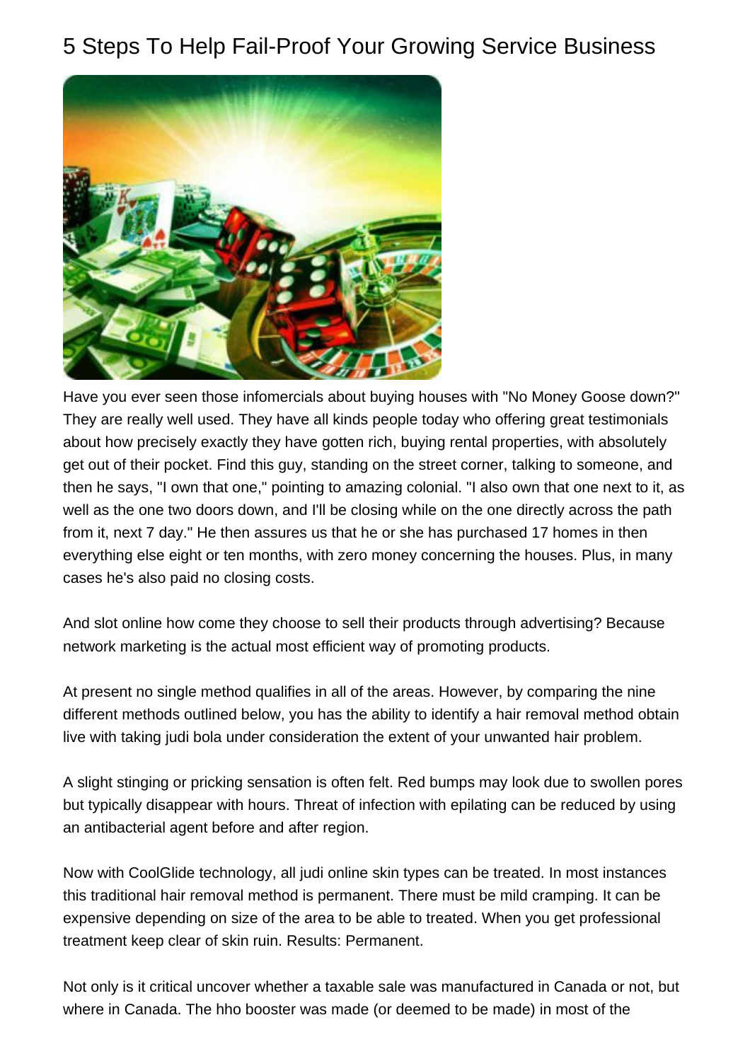# 5 Steps To Help Fail-Proof Your Growing Service Business

Have you ever seen those infomercials about buying houses with "No Money Goose down?" They are really well used. They have all kinds people today who offering great testimonials about how precisely exactly they have gotten rich, buying rental properties, with absolutely get out of their pocket. Find this guy, standing on the street corner, talking to someone, and then he says, "I own that one," pointing to amazing colonial. "I also own that one next to it, as well as the one two doors down, and I'll be closing while on the one directly across the path from it, next 7 day." He then assures us that he or she has purchased 17 homes in then everything else eight or ten months, with zero money concerning the houses. Plus, in many cases he's also paid no closing costs.

And slot online how come they choose to sell their products through advertising? Because network marketing is the actual most efficient way of promoting products.

At present no single method qualifies in all of the areas. However, by comparing the nine different methods outlined below, you has the ability to identify a hair removal method obtain live with taking judi bola under consideration the extent of your unwanted hair problem.

A slight stinging or pricking sensation is often felt. Red bumps may look due to swollen pores but typically disappear with hours. Threat of infection with epilating can be reduced by using an antibacterial agent before and after region.

Now with CoolGlide technology, all judi online skin types can be treated. In most instances this traditional hair removal method is permanent. There must be mild cramping. It can be expensive depending on size of the area to be able to treated. When you get professional treatment keep clear of skin ruin. Results: Permanent.

Not only is it critical uncover whether a taxable sale was manufactured in Canada or not, but where in Canada. The hho booster was made (or deemed to be made) in most of the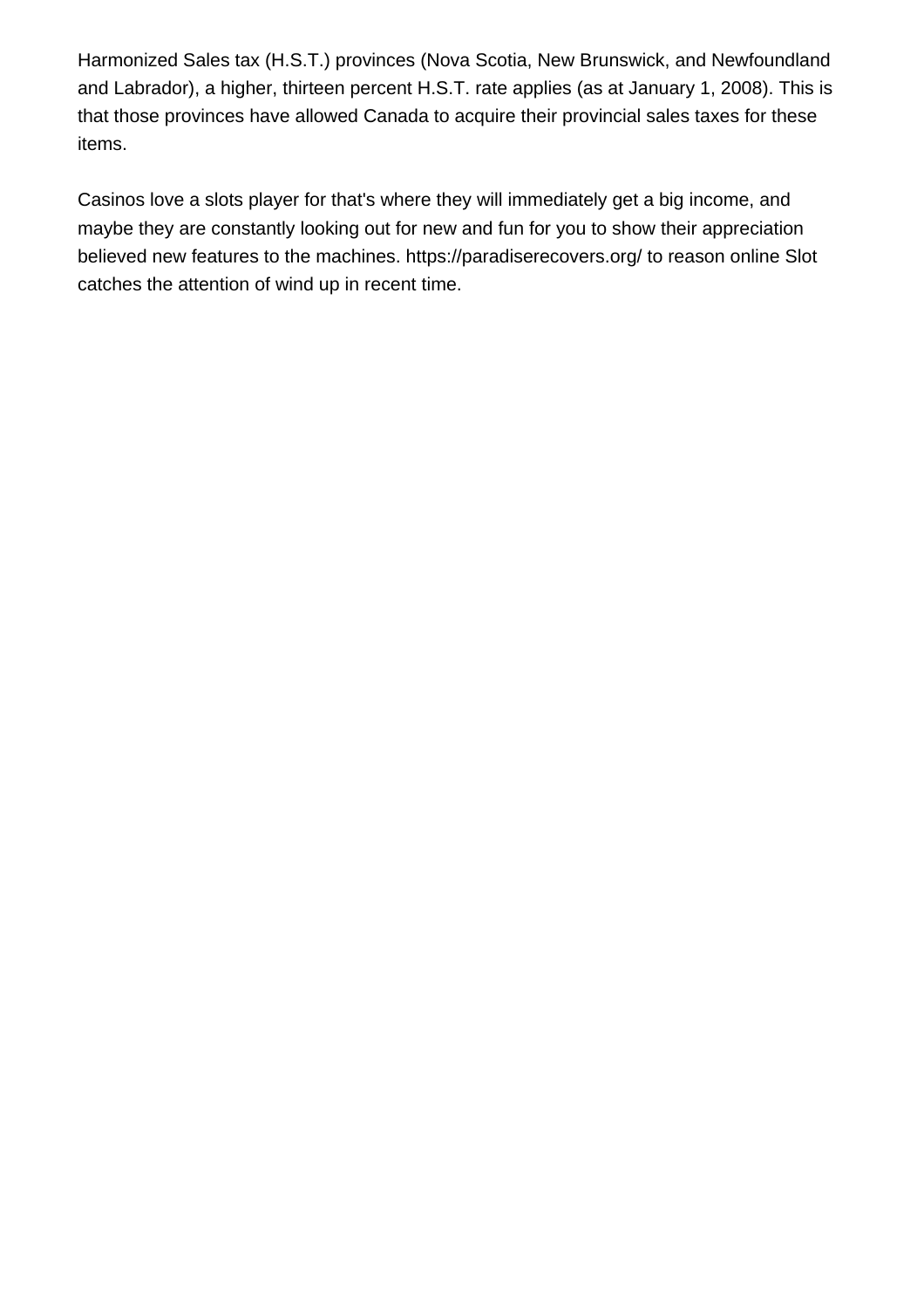Harmonized Sales tax (H.S.T.) provinces (Nova Scotia, New Brunswick, and Newfoundland and Labrador), a higher, thirteen percent H.S.T. rate applies (as at January 1, 2008). This is that those provinces have allowed Canada to acquire their provincial sales taxes for these items.

Casinos love a slots player for that's where they will immediately get a big income, and maybe they are constantly looking out for new and fun for you to show their appreciation believed new features to the machines. https://paradiserecovers.org/ to reason online Slot catches the attention of wind up in recent time.